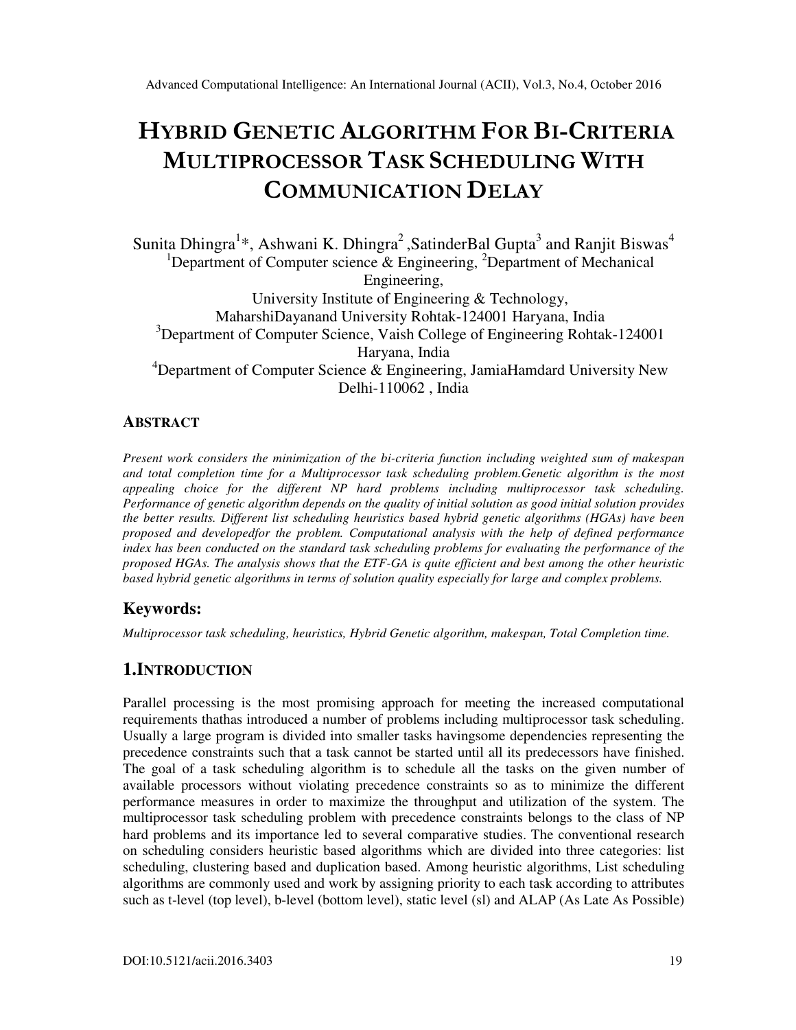# HYBRID GENETIC ALGORITHM FOR BI-CRITERIA MULTIPROCESSOR TASK SCHEDULING WITH COMMUNICATION DELAY

Sunita Dhingra[1]*, Ashwani K. Dhingra[2] ,SatinderBal Gupta[3] and Ranjit Biswas[4]

[1]Department of Computer science & Engineering, [2]Department of Mechanical Engineering,
University Institute of Engineering & Technology,
MaharshiDayanand University Rohtak-124001 Haryana, India
[3]Department of Computer Science, Vaish College of Engineering Rohtak-124001 Haryana, India
[4]Department of Computer Science & Engineering, JamiaHamdard University New Delhi-110062 , India

## ABSTRACT

*Present work considers the minimization of the bi-criteria function including weighted sum of makespan and total completion time for a Multiprocessor task scheduling problem.Genetic algorithm is the most appealing choice for the different NP hard problems including multiprocessor task scheduling. Performance of genetic algorithm depends on the quality of initial solution as good initial solution provides the better results. Different list scheduling heuristics based hybrid genetic algorithms (HGAs) have been proposed and developedfor the problem. Computational analysis with the help of defined performance index has been conducted on the standard task scheduling problems for evaluating the performance of the proposed HGAs. The analysis shows that the ETF-GA is quite efficient and best among the other heuristic based hybrid genetic algorithms in terms of solution quality especially for large and complex problems.*

## Keywords:

*Multiprocessor task scheduling, heuristics, Hybrid Genetic algorithm, makespan, Total Completion time.*

## 1.INTRODUCTION

Parallel processing is the most promising approach for meeting the increased computational requirements thathas introduced a number of problems including multiprocessor task scheduling. Usually a large program is divided into smaller tasks havingsome dependencies representing the precedence constraints such that a task cannot be started until all its predecessors have finished. The goal of a task scheduling algorithm is to schedule all the tasks on the given number of available processors without violating precedence constraints so as to minimize the different performance measures in order to maximize the throughput and utilization of the system. The multiprocessor task scheduling problem with precedence constraints belongs to the class of NP hard problems and its importance led to several comparative studies. The conventional research on scheduling considers heuristic based algorithms which are divided into three categories: list scheduling, clustering based and duplication based. Among heuristic algorithms, List scheduling algorithms are commonly used and work by assigning priority to each task according to attributes such as t-level (top level), b-level (bottom level), static level (sl) and ALAP (As Late As Possible)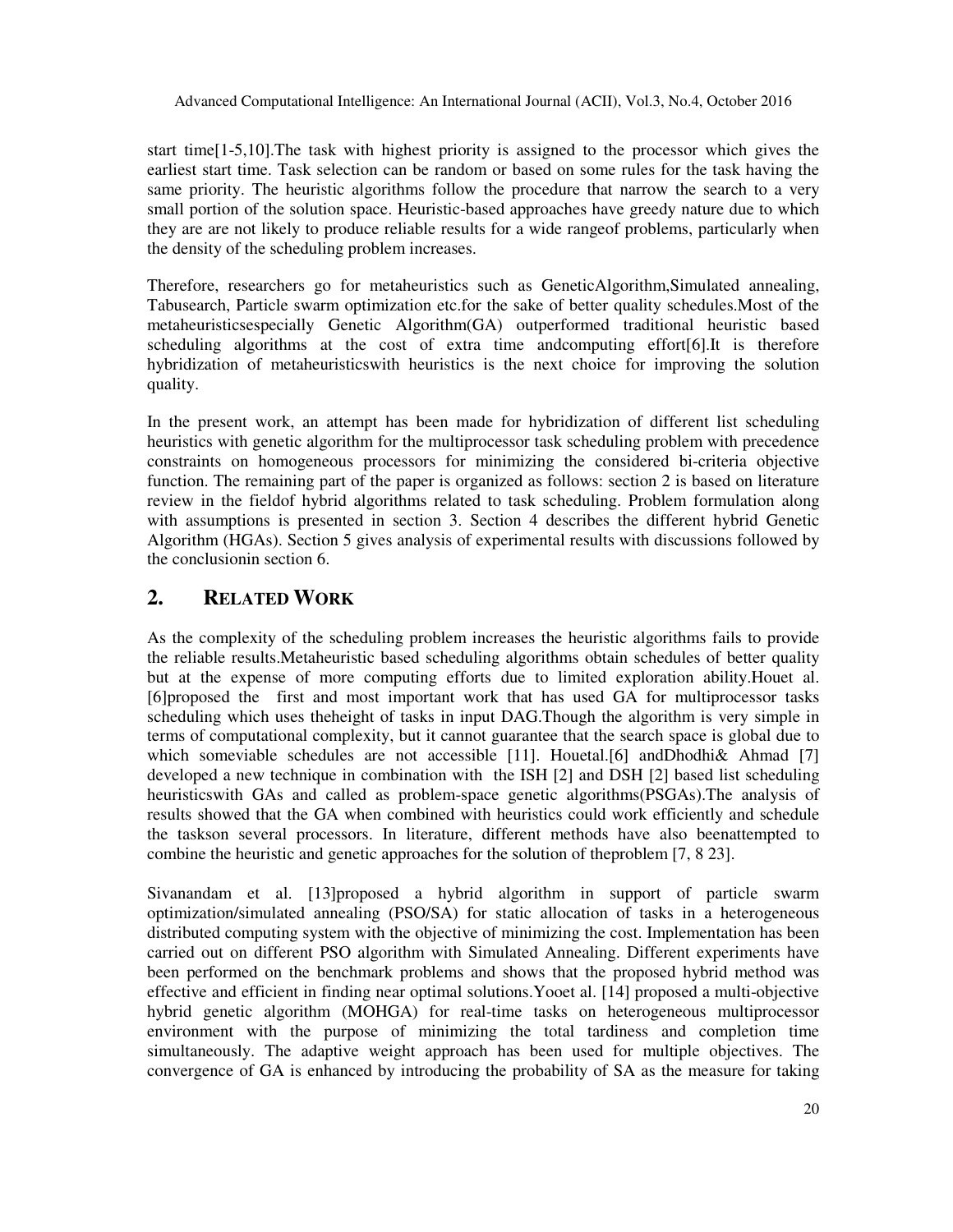start time[1-5,10].The task with highest priority is assigned to the processor which gives the earliest start time. Task selection can be random or based on some rules for the task having the same priority. The heuristic algorithms follow the procedure that narrow the search to a very small portion of the solution space. Heuristic-based approaches have greedy nature due to which they are are not likely to produce reliable results for a wide rangeof problems, particularly when the density of the scheduling problem increases.

Therefore, researchers go for metaheuristics such as GeneticAlgorithm,Simulated annealing, Tabusearch, Particle swarm optimization etc.for the sake of better quality schedules.Most of the metaheuristicsespecially Genetic Algorithm(GA) outperformed traditional heuristic based scheduling algorithms at the cost of extra time andcomputing effort[6].It is therefore hybridization of metaheuristicswith heuristics is the next choice for improving the solution quality.

In the present work, an attempt has been made for hybridization of different list scheduling heuristics with genetic algorithm for the multiprocessor task scheduling problem with precedence constraints on homogeneous processors for minimizing the considered bi-criteria objective function. The remaining part of the paper is organized as follows: section 2 is based on literature review in the fieldof hybrid algorithms related to task scheduling. Problem formulation along with assumptions is presented in section 3. Section 4 describes the different hybrid Genetic Algorithm (HGAs). Section 5 gives analysis of experimental results with discussions followed by the conclusionin section 6.

## 2. RELATED WORK

As the complexity of the scheduling problem increases the heuristic algorithms fails to provide the reliable results.Metaheuristic based scheduling algorithms obtain schedules of better quality but at the expense of more computing efforts due to limited exploration ability.Houet al. [6]proposed the first and most important work that has used GA for multiprocessor tasks scheduling which uses theheight of tasks in input DAG.Though the algorithm is very simple in terms of computational complexity, but it cannot guarantee that the search space is global due to which someviable schedules are not accessible [11]. Houetal.[6] andDhodhi& Ahmad [7] developed a new technique in combination with the ISH [2] and DSH [2] based list scheduling heuristicswith GAs and called as problem-space genetic algorithms(PSGAs).The analysis of results showed that the GA when combined with heuristics could work efficiently and schedule the taskson several processors. In literature, different methods have also beenattempted to combine the heuristic and genetic approaches for the solution of theproblem [7, 8 23].

Sivanandam et al. [13]proposed a hybrid algorithm in support of particle swarm optimization/simulated annealing (PSO/SA) for static allocation of tasks in a heterogeneous distributed computing system with the objective of minimizing the cost. Implementation has been carried out on different PSO algorithm with Simulated Annealing. Different experiments have been performed on the benchmark problems and shows that the proposed hybrid method was effective and efficient in finding near optimal solutions.Yooet al. [14] proposed a multi-objective hybrid genetic algorithm (MOHGA) for real-time tasks on heterogeneous multiprocessor environment with the purpose of minimizing the total tardiness and completion time simultaneously. The adaptive weight approach has been used for multiple objectives. The convergence of GA is enhanced by introducing the probability of SA as the measure for taking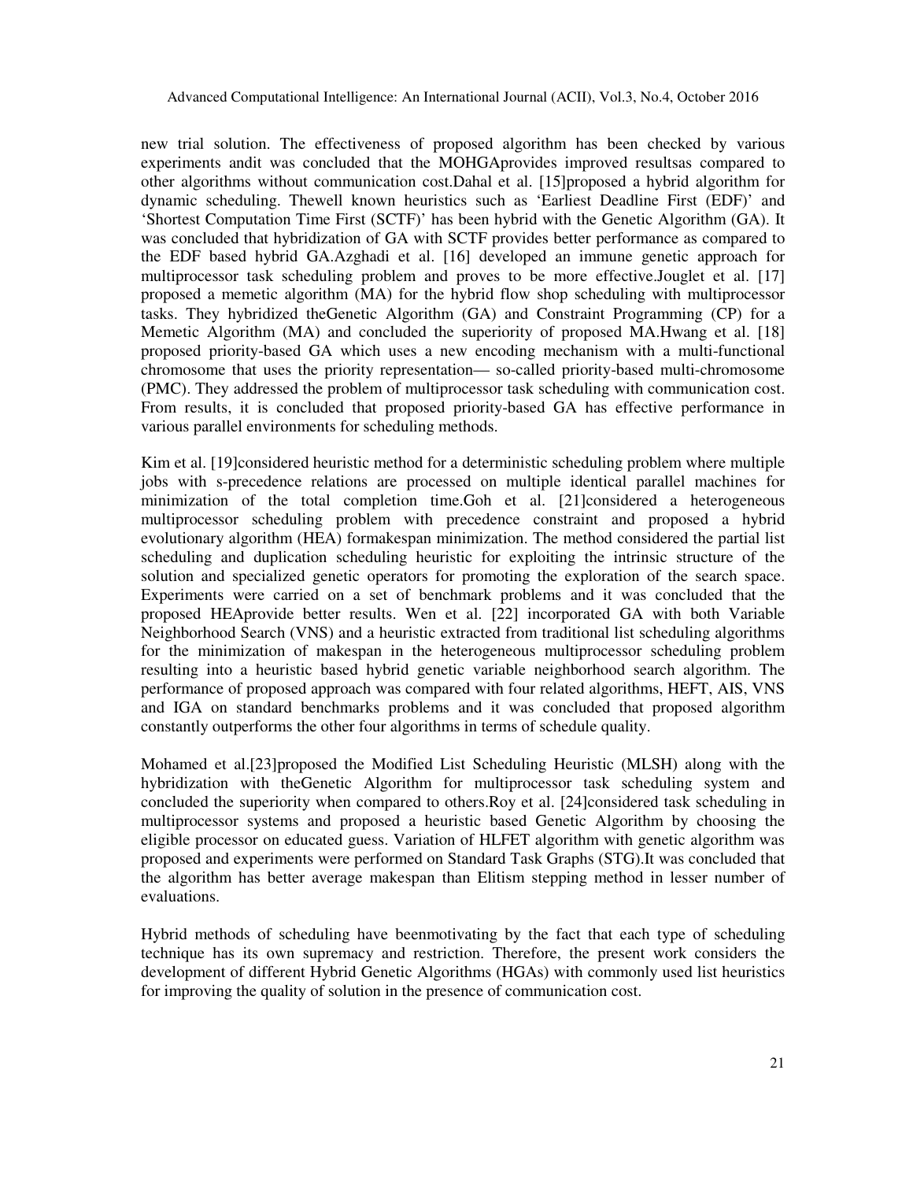new trial solution. The effectiveness of proposed algorithm has been checked by various experiments andit was concluded that the MOHGAprovides improved resultsas compared to other algorithms without communication cost.Dahal et al. [15]proposed a hybrid algorithm for dynamic scheduling. Thewell known heuristics such as 'Earliest Deadline First (EDF)' and 'Shortest Computation Time First (SCTF)' has been hybrid with the Genetic Algorithm (GA). It was concluded that hybridization of GA with SCTF provides better performance as compared to the EDF based hybrid GA.Azghadi et al. [16] developed an immune genetic approach for multiprocessor task scheduling problem and proves to be more effective.Jouglet et al. [17] proposed a memetic algorithm (MA) for the hybrid flow shop scheduling with multiprocessor tasks. They hybridized theGenetic Algorithm (GA) and Constraint Programming (CP) for a Memetic Algorithm (MA) and concluded the superiority of proposed MA.Hwang et al. [18] proposed priority-based GA which uses a new encoding mechanism with a multi-functional chromosome that uses the priority representation— so-called priority-based multi-chromosome (PMC). They addressed the problem of multiprocessor task scheduling with communication cost. From results, it is concluded that proposed priority-based GA has effective performance in various parallel environments for scheduling methods.

Kim et al. [19]considered heuristic method for a deterministic scheduling problem where multiple jobs with s-precedence relations are processed on multiple identical parallel machines for minimization of the total completion time.Goh et al. [21]considered a heterogeneous multiprocessor scheduling problem with precedence constraint and proposed a hybrid evolutionary algorithm (HEA) formakespan minimization. The method considered the partial list scheduling and duplication scheduling heuristic for exploiting the intrinsic structure of the solution and specialized genetic operators for promoting the exploration of the search space. Experiments were carried on a set of benchmark problems and it was concluded that the proposed HEAprovide better results. Wen et al. [22] incorporated GA with both Variable Neighborhood Search (VNS) and a heuristic extracted from traditional list scheduling algorithms for the minimization of makespan in the heterogeneous multiprocessor scheduling problem resulting into a heuristic based hybrid genetic variable neighborhood search algorithm. The performance of proposed approach was compared with four related algorithms, HEFT, AIS, VNS and IGA on standard benchmarks problems and it was concluded that proposed algorithm constantly outperforms the other four algorithms in terms of schedule quality.

Mohamed et al.[23]proposed the Modified List Scheduling Heuristic (MLSH) along with the hybridization with theGenetic Algorithm for multiprocessor task scheduling system and concluded the superiority when compared to others.Roy et al. [24]considered task scheduling in multiprocessor systems and proposed a heuristic based Genetic Algorithm by choosing the eligible processor on educated guess. Variation of HLFET algorithm with genetic algorithm was proposed and experiments were performed on Standard Task Graphs (STG).It was concluded that the algorithm has better average makespan than Elitism stepping method in lesser number of evaluations.

Hybrid methods of scheduling have beenmotivating by the fact that each type of scheduling technique has its own supremacy and restriction. Therefore, the present work considers the development of different Hybrid Genetic Algorithms (HGAs) with commonly used list heuristics for improving the quality of solution in the presence of communication cost.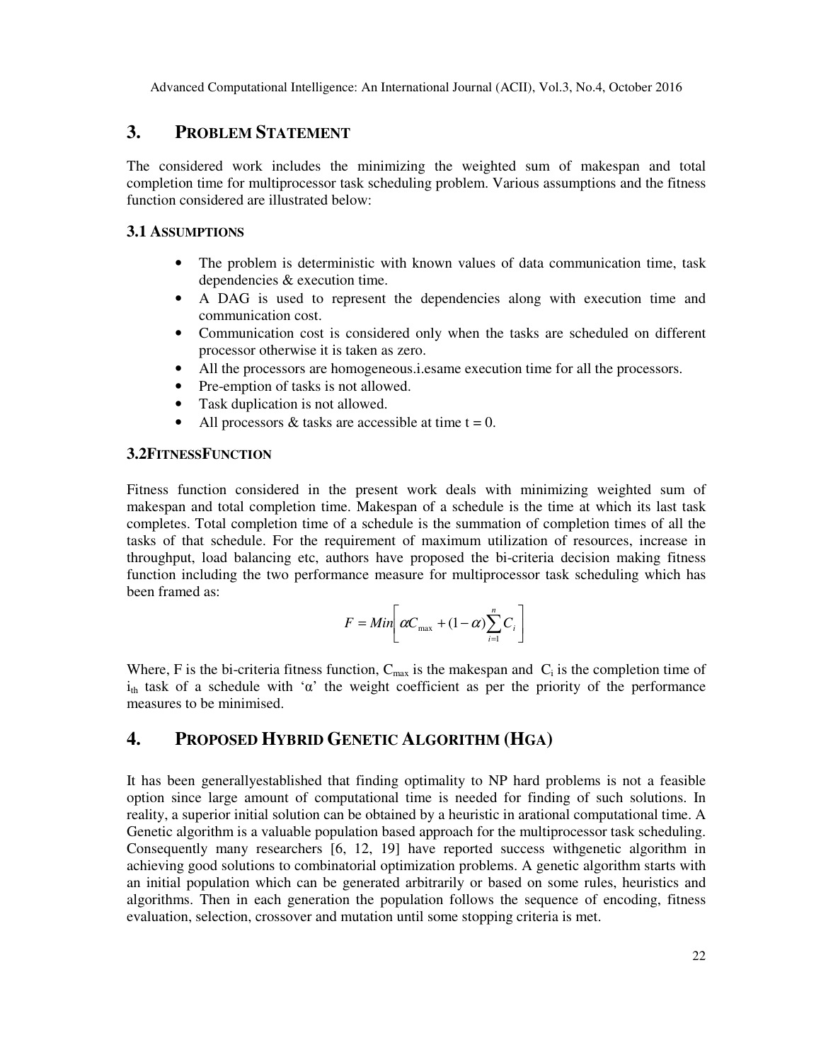## 3. PROBLEM STATEMENT

The considered work includes the minimizing the weighted sum of makespan and total completion time for multiprocessor task scheduling problem. Various assumptions and the fitness function considered are illustrated below:

### 3.1 ASSUMPTIONS

- The problem is deterministic with known values of data communication time, task dependencies & execution time.
- A DAG is used to represent the dependencies along with execution time and communication cost.
- Communication cost is considered only when the tasks are scheduled on different processor otherwise it is taken as zero.
- All the processors are homogeneous.i.esame execution time for all the processors.
- Pre-emption of tasks is not allowed.
- Task duplication is not allowed.
- All processors & tasks are accessible at time t = 0.

### 3.2FITNESSFUNCTION

Fitness function considered in the present work deals with minimizing weighted sum of makespan and total completion time. Makespan of a schedule is the time at which its last task completes. Total completion time of a schedule is the summation of completion times of all the tasks of that schedule. For the requirement of maximum utilization of resources, increase in throughput, load balancing etc, authors have proposed the bi-criteria decision making fitness function including the two performance measure for multiprocessor task scheduling which has been framed as:

$$F = Min\left[\alpha C_{\max} + (1-\alpha)\sum_{i=1}^{n} C_i\right]$$

Where, F is the bi-criteria fitness function, $C_{max}$ is the makespan and $C_i$ is the completion time of $i_{th}$ task of a schedule with 'α' the weight coefficient as per the priority of the performance measures to be minimised.

## 4. PROPOSED HYBRID GENETIC ALGORITHM (HGA)

It has been generallyestablished that finding optimality to NP hard problems is not a feasible option since large amount of computational time is needed for finding of such solutions. In reality, a superior initial solution can be obtained by a heuristic in arational computational time. A Genetic algorithm is a valuable population based approach for the multiprocessor task scheduling. Consequently many researchers [6, 12, 19] have reported success withgenetic algorithm in achieving good solutions to combinatorial optimization problems. A genetic algorithm starts with an initial population which can be generated arbitrarily or based on some rules, heuristics and algorithms. Then in each generation the population follows the sequence of encoding, fitness evaluation, selection, crossover and mutation until some stopping criteria is met.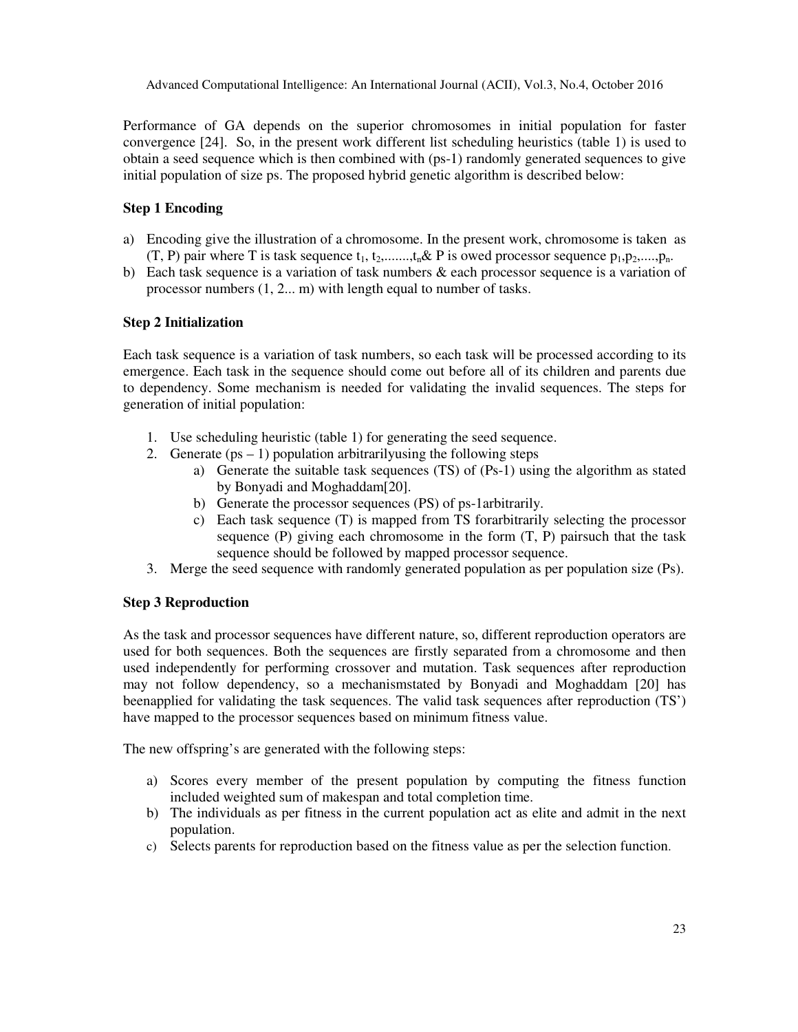Performance of GA depends on the superior chromosomes in initial population for faster convergence [24]. So, in the present work different list scheduling heuristics (table 1) is used to obtain a seed sequence which is then combined with (ps-1) randomly generated sequences to give initial population of size ps. The proposed hybrid genetic algorithm is described below:

**Step 1 Encoding**

a) Encoding give the illustration of a chromosome. In the present work, chromosome is taken as (T, P) pair where T is task sequence $t_1, t_2, \ldots\ldots, t_n$& P is owed processor sequence $p_1, p_2, \ldots, p_n$.
b) Each task sequence is a variation of task numbers & each processor sequence is a variation of processor numbers (1, 2... m) with length equal to number of tasks.

**Step 2 Initialization**

Each task sequence is a variation of task numbers, so each task will be processed according to its emergence. Each task in the sequence should come out before all of its children and parents due to dependency. Some mechanism is needed for validating the invalid sequences. The steps for generation of initial population:

1. Use scheduling heuristic (table 1) for generating the seed sequence.
2. Generate (ps – 1) population arbitrarilyusing the following steps
   a) Generate the suitable task sequences (TS) of (Ps-1) using the algorithm as stated by Bonyadi and Moghaddam[20].
   b) Generate the processor sequences (PS) of ps-1arbitrarily.
   c) Each task sequence (T) is mapped from TS forarbitrarily selecting the processor sequence (P) giving each chromosome in the form (T, P) pairsuch that the task sequence should be followed by mapped processor sequence.
3. Merge the seed sequence with randomly generated population as per population size (Ps).

**Step 3 Reproduction**

As the task and processor sequences have different nature, so, different reproduction operators are used for both sequences. Both the sequences are firstly separated from a chromosome and then used independently for performing crossover and mutation. Task sequences after reproduction may not follow dependency, so a mechanismstated by Bonyadi and Moghaddam [20] has beenapplied for validating the task sequences. The valid task sequences after reproduction (TS') have mapped to the processor sequences based on minimum fitness value.

The new offspring's are generated with the following steps:

a) Scores every member of the present population by computing the fitness function included weighted sum of makespan and total completion time.
b) The individuals as per fitness in the current population act as elite and admit in the next population.
c) Selects parents for reproduction based on the fitness value as per the selection function.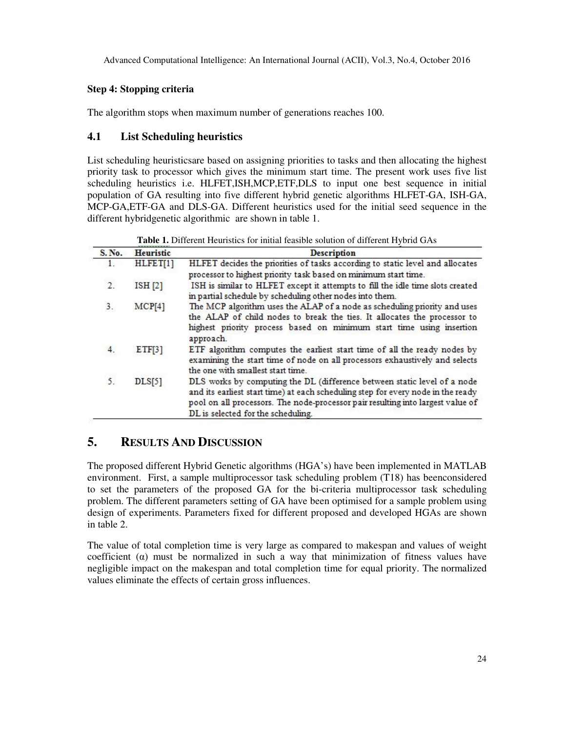**Step 4: Stopping criteria**

The algorithm stops when maximum number of generations reaches 100.

## 4.1 List Scheduling heuristics

List scheduling heuristicsare based on assigning priorities to tasks and then allocating the highest priority task to processor which gives the minimum start time. The present work uses five list scheduling heuristics i.e. HLFET,ISH,MCP,ETF,DLS to input one best sequence in initial population of GA resulting into five different hybrid genetic algorithms HLFET-GA, ISH-GA, MCP-GA,ETF-GA and DLS-GA. Different heuristics used for the initial seed sequence in the different hybridgenetic algorithmic are shown in table 1.

**Table 1.** Different Heuristics for initial feasible solution of different Hybrid GAs

| S. No. | Heuristic | Description |
|---|---|---|
| 1. | HLFET[1] | HLFET decides the priorities of tasks according to static level and allocates processor to highest priority task based on minimum start time. |
| 2. | ISH [2] | ISH is similar to HLFET except it attempts to fill the idle time slots created in partial schedule by scheduling other nodes into them. |
| 3. | MCP[4] | The MCP algorithm uses the ALAP of a node as scheduling priority and uses the ALAP of child nodes to break the ties. It allocates the processor to highest priority process based on minimum start time using insertion approach. |
| 4. | ETF[3] | ETF algorithm computes the earliest start time of all the ready nodes by examining the start time of node on all processors exhaustively and selects the one with smallest start time. |
| 5. | DLS[5] | DLS works by computing the DL (difference between static level of a node and its earliest start time) at each scheduling step for every node in the ready pool on all processors. The node-processor pair resulting into largest value of DL is selected for the scheduling. |

# 5. Results And Discussion

The proposed different Hybrid Genetic algorithms (HGA's) have been implemented in MATLAB environment. First, a sample multiprocessor task scheduling problem (T18) has beenconsidered to set the parameters of the proposed GA for the bi-criteria multiprocessor task scheduling problem. The different parameters setting of GA have been optimised for a sample problem using design of experiments. Parameters fixed for different proposed and developed HGAs are shown in table 2.

The value of total completion time is very large as compared to makespan and values of weight coefficient ($\alpha$) must be normalized in such a way that minimization of fitness values have negligible impact on the makespan and total completion time for equal priority. The normalized values eliminate the effects of certain gross influences.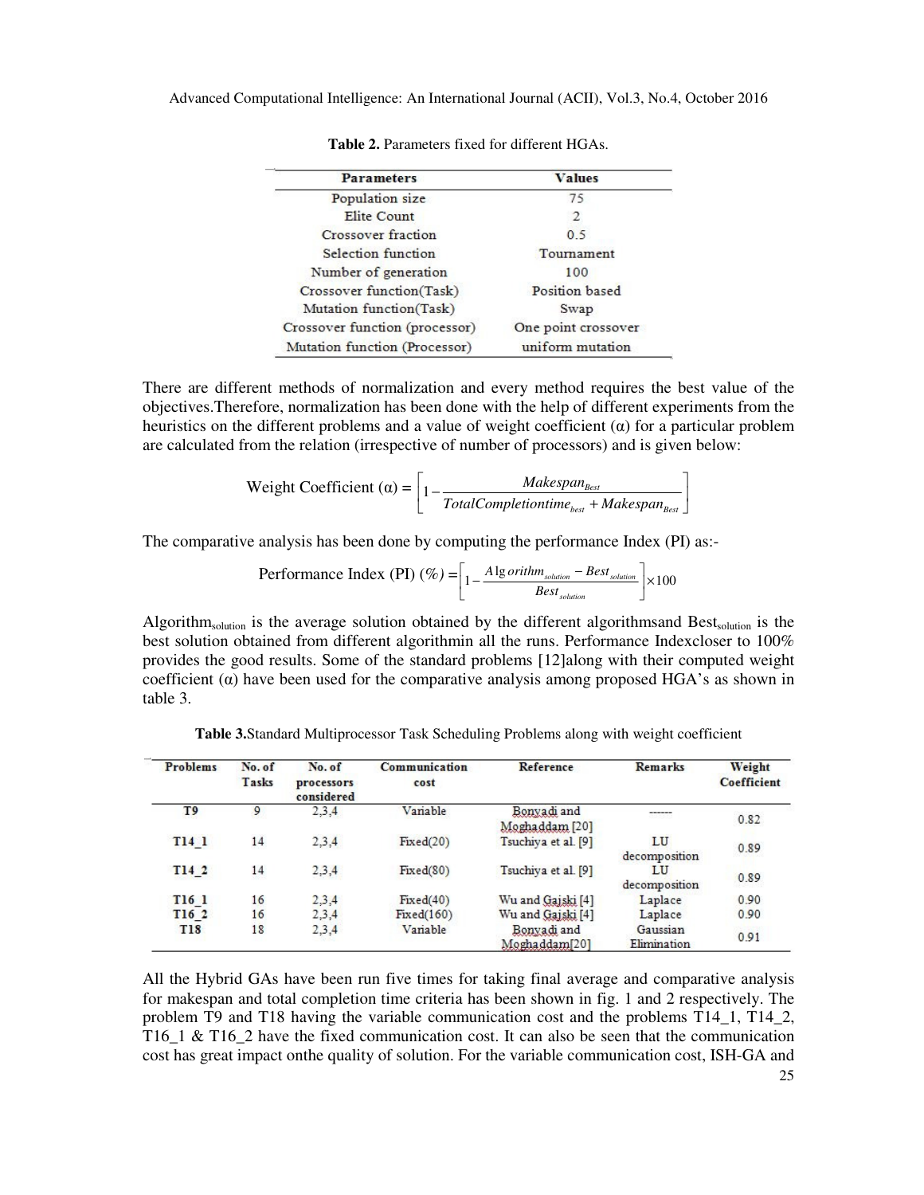**Table 2.** Parameters fixed for different HGAs.

| Parameters | Values |
|---|---|
| Population size | 75 |
| Elite Count | 2 |
| Crossover fraction | 0.5 |
| Selection function | Tournament |
| Number of generation | 100 |
| Crossover function(Task) | Position based |
| Mutation function(Task) | Swap |
| Crossover function (processor) | One point crossover |
| Mutation function (Processor) | uniform mutation |

There are different methods of normalization and every method requires the best value of the objectives.Therefore, normalization has been done with the help of different experiments from the heuristics on the different problems and a value of weight coefficient (α) for a particular problem are calculated from the relation (irrespective of number of processors) and is given below:

$$\text{Weight Coefficient } (\alpha) = \left[1 - \frac{Makespan_{Best}}{TotalCompletiontime_{best} + Makespan_{Best}}\right]$$

The comparative analysis has been done by computing the performance Index (PI) as:-

$$\text{Performance Index (PI) } (\%) = \left[1 - \frac{Algorithm_{solution} - Best_{solution}}{Best_{solution}}\right] \times 100$$

$Algorithm_{solution}$ is the average solution obtained by the different algorithmsand $Best_{solution}$ is the best solution obtained from different algorithmin all the runs. Performance Indexcloser to 100% provides the good results. Some of the standard problems [12]along with their computed weight coefficient (α) have been used for the comparative analysis among proposed HGA's as shown in table 3.

**Table 3.**Standard Multiprocessor Task Scheduling Problems along with weight coefficient

| Problems | No. of Tasks | No. of processors considered | Communication cost | Reference | Remarks | Weight Coefficient |
|---|---|---|---|---|---|---|
| T9 | 9 | 2,3,4 | Variable | Bonyadi and Moghaddam [20] | ------ | 0.82 |
| T14_1 | 14 | 2,3,4 | Fixed(20) | Tsuchiya et al. [9] | LU decomposition | 0.89 |
| T14_2 | 14 | 2,3,4 | Fixed(80) | Tsuchiya et al. [9] | LU decomposition | 0.89 |
| T16_1 | 16 | 2,3,4 | Fixed(40) | Wu and Gajski [4] | Laplace | 0.90 |
| T16_2 | 16 | 2,3,4 | Fixed(160) | Wu and Gajski [4] | Laplace | 0.90 |
| T18 | 18 | 2,3,4 | Variable | Bonyadi and Moghaddam[20] | Gaussian Elimination | 0.91 |

All the Hybrid GAs have been run five times for taking final average and comparative analysis for makespan and total completion time criteria has been shown in fig. 1 and 2 respectively. The problem T9 and T18 having the variable communication cost and the problems T14_1, T14_2, T16_1 & T16_2 have the fixed communication cost. It can also be seen that the communication cost has great impact onthe quality of solution. For the variable communication cost, ISH-GA and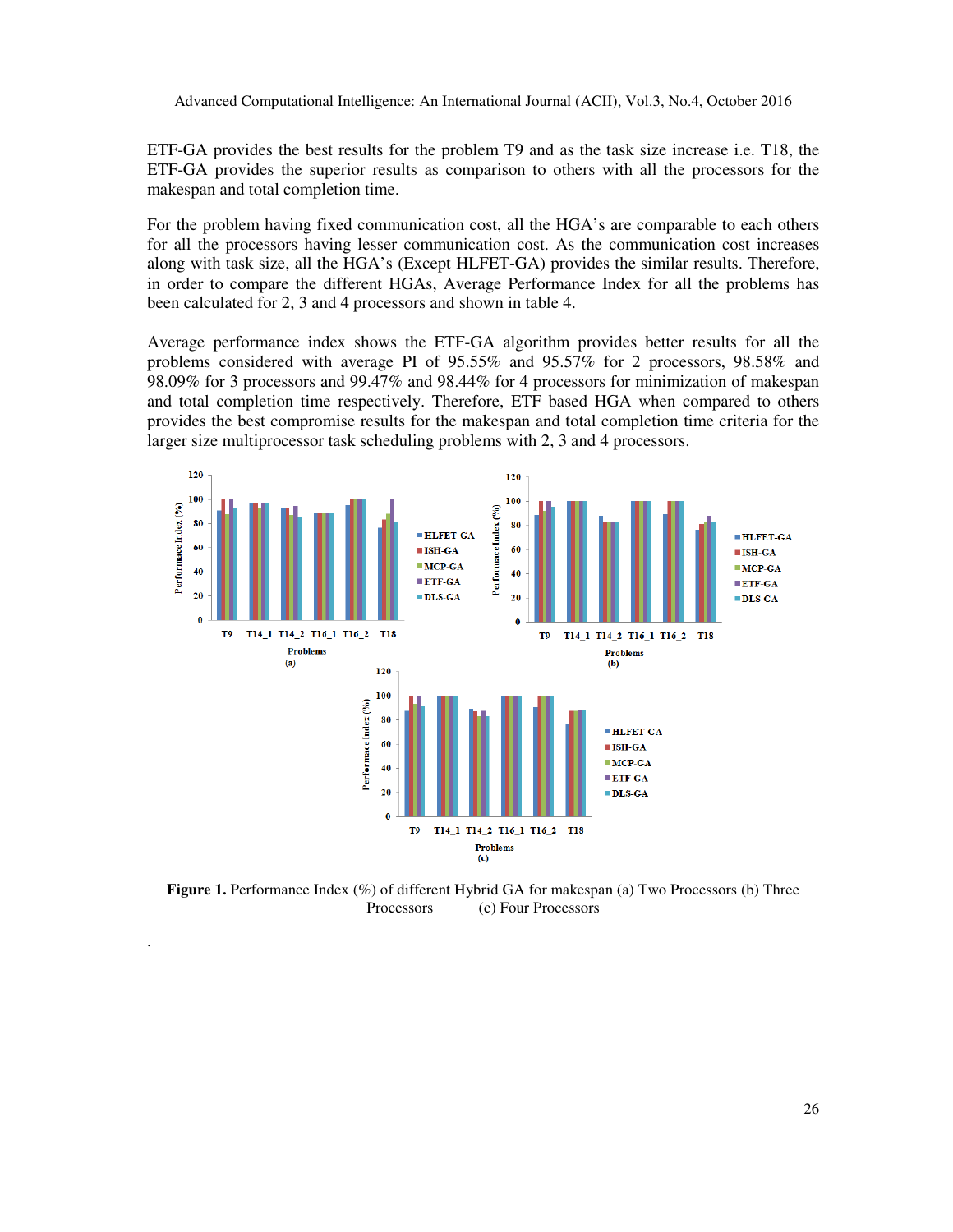ETF-GA provides the best results for the problem T9 and as the task size increase i.e. T18, the ETF-GA provides the superior results as comparison to others with all the processors for the makespan and total completion time.

For the problem having fixed communication cost, all the HGA's are comparable to each others for all the processors having lesser communication cost. As the communication cost increases along with task size, all the HGA's (Except HLFET-GA) provides the similar results. Therefore, in order to compare the different HGAs, Average Performance Index for all the problems has been calculated for 2, 3 and 4 processors and shown in table 4.

Average performance index shows the ETF-GA algorithm provides better results for all the problems considered with average PI of 95.55% and 95.57% for 2 processors, 98.58% and 98.09% for 3 processors and 99.47% and 98.44% for 4 processors for minimization of makespan and total completion time respectively. Therefore, ETF based HGA when compared to others provides the best compromise results for the makespan and total completion time criteria for the larger size multiprocessor task scheduling problems with 2, 3 and 4 processors.

**Figure 1.** Performance Index (%) of different Hybrid GA for makespan (a) Two Processors (b) Three Processors (c) Four Processors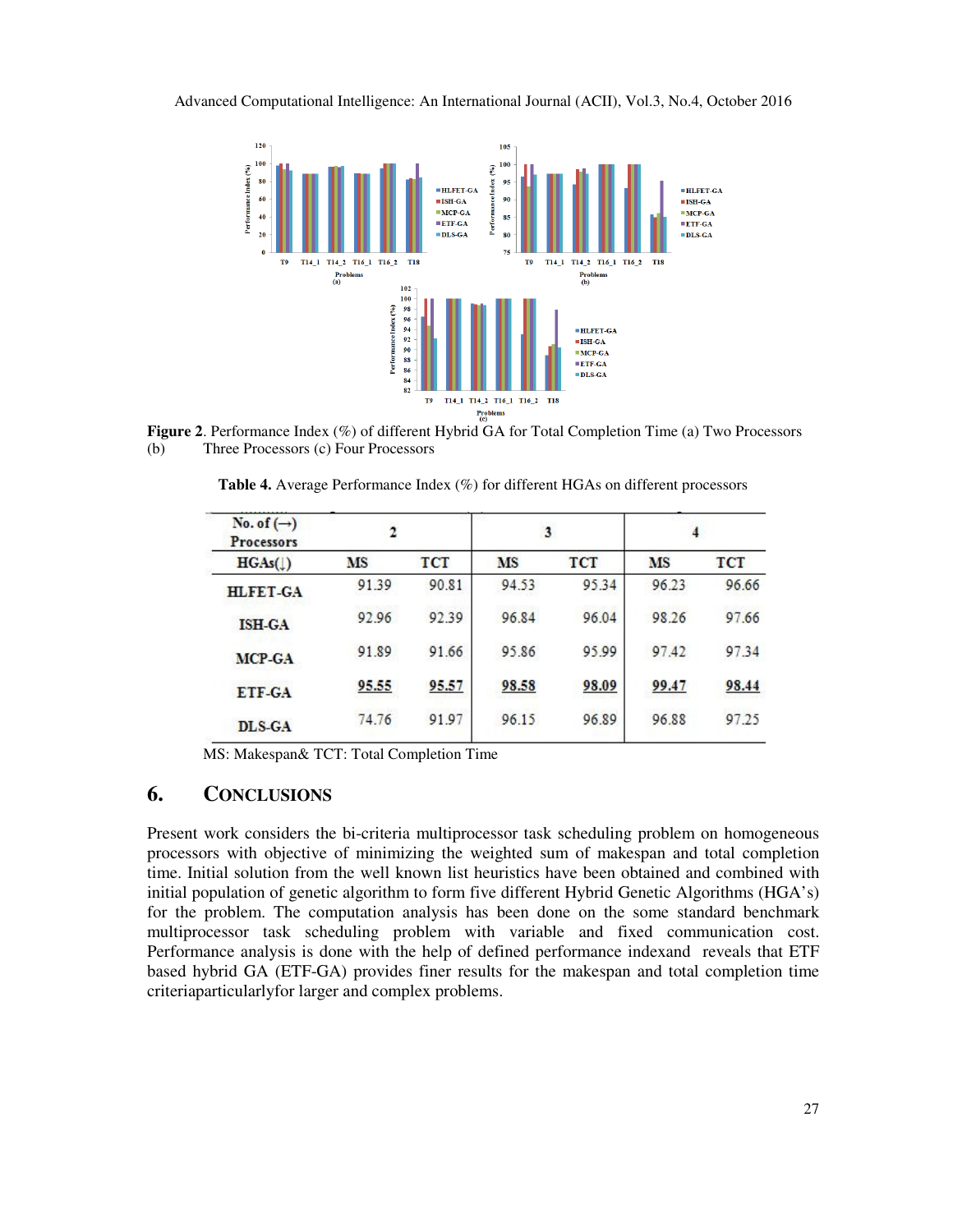**Figure 2**. Performance Index (%) of different Hybrid GA for Total Completion Time (a) Two Processors (b) Three Processors (c) Four Processors

**Table 4.** Average Performance Index (%) for different HGAs on different processors

| No. of (→) Processors | 2 | | 3 | | 4 | |
|---|---|---|---|---|---|---|
| HGAs(↓) | MS | TCT | MS | TCT | MS | TCT |
| HLFET-GA | 91.39 | 90.81 | 94.53 | 95.34 | 96.23 | 96.66 |
| ISH-GA | 92.96 | 92.39 | 96.84 | 96.04 | 98.26 | 97.66 |
| MCP-GA | 91.89 | 91.66 | 95.86 | 95.99 | 97.42 | 97.34 |
| ETF-GA | <u>**95.55**</u> | <u>**95.57**</u> | <u>**98.58**</u> | <u>**98.09**</u> | <u>**99.47**</u> | <u>**98.44**</u> |
| DLS-GA | 74.76 | 91.97 | 96.15 | 96.89 | 96.88 | 97.25 |

MS: Makespan& TCT: Total Completion Time

## 6. CONCLUSIONS

Present work considers the bi-criteria multiprocessor task scheduling problem on homogeneous processors with objective of minimizing the weighted sum of makespan and total completion time. Initial solution from the well known list heuristics have been obtained and combined with initial population of genetic algorithm to form five different Hybrid Genetic Algorithms (HGA's) for the problem. The computation analysis has been done on the some standard benchmark multiprocessor task scheduling problem with variable and fixed communication cost. Performance analysis is done with the help of defined performance indexand reveals that ETF based hybrid GA (ETF-GA) provides finer results for the makespan and total completion time criteriaparticularlyfor larger and complex problems.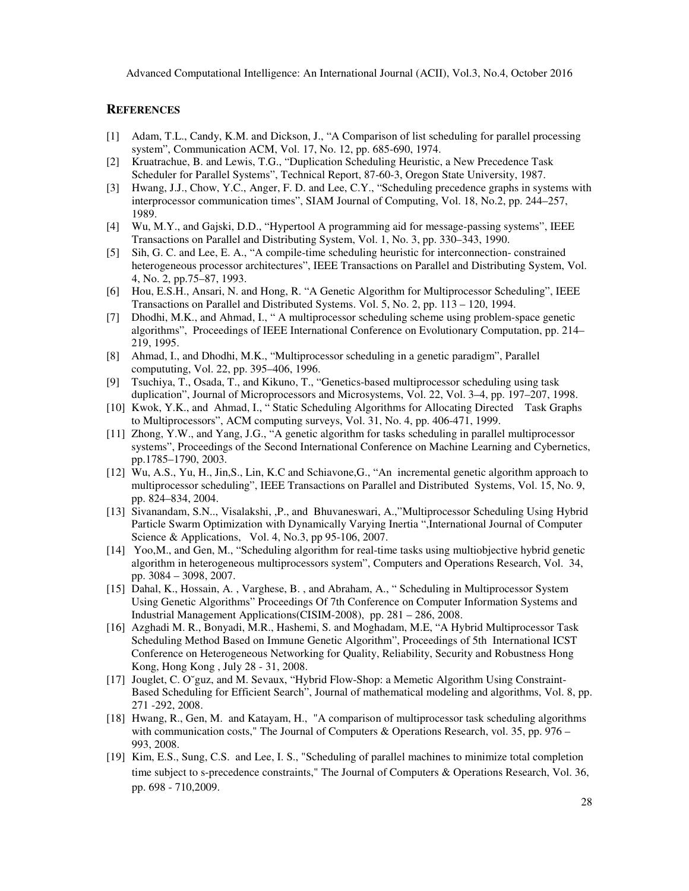## REFERENCES

[1] Adam, T.L., Candy, K.M. and Dickson, J., "A Comparison of list scheduling for parallel processing system", Communication ACM, Vol. 17, No. 12, pp. 685-690, 1974.

[2] Kruatrachue, B. and Lewis, T.G., "Duplication Scheduling Heuristic, a New Precedence Task Scheduler for Parallel Systems", Technical Report, 87-60-3, Oregon State University, 1987.

[3] Hwang, J.J., Chow, Y.C., Anger, F. D. and Lee, C.Y., "Scheduling precedence graphs in systems with interprocessor communication times", SIAM Journal of Computing, Vol. 18, No.2, pp. 244–257, 1989.

[4] Wu, M.Y., and Gajski, D.D., "Hypertool A programming aid for message-passing systems", IEEE Transactions on Parallel and Distributing System, Vol. 1, No. 3, pp. 330–343, 1990.

[5] Sih, G. C. and Lee, E. A., "A compile-time scheduling heuristic for interconnection- constrained heterogeneous processor architectures", IEEE Transactions on Parallel and Distributing System, Vol. 4, No. 2, pp.75–87, 1993.

[6] Hou, E.S.H., Ansari, N. and Hong, R. "A Genetic Algorithm for Multiprocessor Scheduling", IEEE Transactions on Parallel and Distributed Systems. Vol. 5, No. 2, pp. 113 – 120, 1994.

[7] Dhodhi, M.K., and Ahmad, I., " A multiprocessor scheduling scheme using problem-space genetic algorithms", Proceedings of IEEE International Conference on Evolutionary Computation, pp. 214–219, 1995.

[8] Ahmad, I., and Dhodhi, M.K., "Multiprocessor scheduling in a genetic paradigm", Parallel computuing, Vol. 22, pp. 395–406, 1996.

[9] Tsuchiya, T., Osada, T., and Kikuno, T., "Genetics-based multiprocessor scheduling using task duplication", Journal of Microprocessors and Microsystems, Vol. 22, Vol. 3–4, pp. 197–207, 1998.

[10] Kwok, Y.K., and Ahmad, I., " Static Scheduling Algorithms for Allocating Directed Task Graphs to Multiprocessors", ACM computing surveys, Vol. 31, No. 4, pp. 406-471, 1999.

[11] Zhong, Y.W., and Yang, J.G., "A genetic algorithm for tasks scheduling in parallel multiprocessor systems", Proceedings of the Second International Conference on Machine Learning and Cybernetics, pp.1785–1790, 2003.

[12] Wu, A.S., Yu, H., Jin,S., Lin, K.C and Schiavone,G., "An incremental genetic algorithm approach to multiprocessor scheduling", IEEE Transactions on Parallel and Distributed Systems, Vol. 15, No. 9, pp. 824–834, 2004.

[13] Sivanandam, S.N.., Visalakshi, ,P., and Bhuvaneswari, A.,"Multiprocessor Scheduling Using Hybrid Particle Swarm Optimization with Dynamically Varying Inertia ",International Journal of Computer Science & Applications, Vol. 4, No.3, pp 95-106, 2007.

[14] Yoo,M., and Gen, M., "Scheduling algorithm for real-time tasks using multiobjective hybrid genetic algorithm in heterogeneous multiprocessors system", Computers and Operations Research, Vol. 34, pp. 3084 – 3098, 2007.

[15] Dahal, K., Hossain, A. , Varghese, B. , and Abraham, A., " Scheduling in Multiprocessor System Using Genetic Algorithms" Proceedings Of 7th Conference on Computer Information Systems and Industrial Management Applications(CISIM-2008), pp. 281 – 286, 2008.

[16] Azghadi M. R., Bonyadi, M.R., Hashemi, S. and Moghadam, M.E, "A Hybrid Multiprocessor Task Scheduling Method Based on Immune Genetic Algorithm", Proceedings of 5th International ICST Conference on Heterogeneous Networking for Quality, Reliability, Security and Robustness Hong Kong, Hong Kong , July 28 - 31, 2008.

[17] Jouglet, C. O˘guz, and M. Sevaux, "Hybrid Flow-Shop: a Memetic Algorithm Using Constraint-Based Scheduling for Efficient Search", Journal of mathematical modeling and algorithms, Vol. 8, pp. 271 -292, 2008.

[18] Hwang, R., Gen, M. and Katayam, H., "A comparison of multiprocessor task scheduling algorithms with communication costs," The Journal of Computers & Operations Research, vol. 35, pp. 976 – 993, 2008.

[19] Kim, E.S., Sung, C.S. and Lee, I. S., "Scheduling of parallel machines to minimize total completion time subject to s-precedence constraints," The Journal of Computers & Operations Research, Vol. 36, pp. 698 - 710,2009.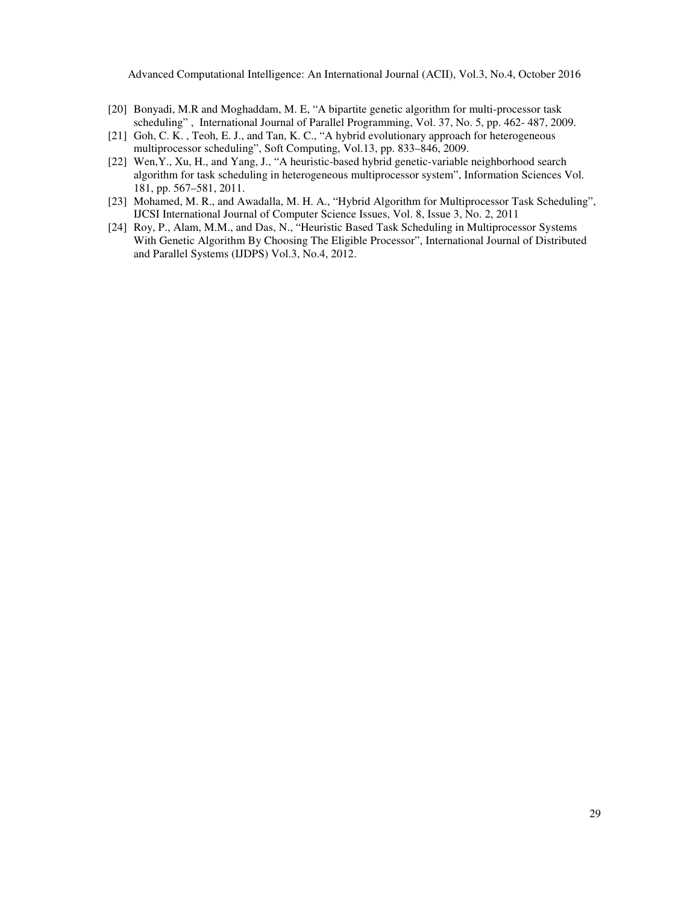[20] Bonyadi, M.R and Moghaddam, M. E, “A bipartite genetic algorithm for multi-processor task scheduling” , International Journal of Parallel Programming, Vol. 37, No. 5, pp. 462- 487, 2009.

[21] Goh, C. K. , Teoh, E. J., and Tan, K. C., “A hybrid evolutionary approach for heterogeneous multiprocessor scheduling”, Soft Computing, Vol.13, pp. 833–846, 2009.

[22] Wen,Y., Xu, H., and Yang, J., “A heuristic-based hybrid genetic-variable neighborhood search algorithm for task scheduling in heterogeneous multiprocessor system”, Information Sciences Vol. 181, pp. 567–581, 2011.

[23] Mohamed, M. R., and Awadalla, M. H. A., “Hybrid Algorithm for Multiprocessor Task Scheduling”, IJCSI International Journal of Computer Science Issues, Vol. 8, Issue 3, No. 2, 2011

[24] Roy, P., Alam, M.M., and Das, N., “Heuristic Based Task Scheduling in Multiprocessor Systems With Genetic Algorithm By Choosing The Eligible Processor”, International Journal of Distributed and Parallel Systems (IJDPS) Vol.3, No.4, 2012.